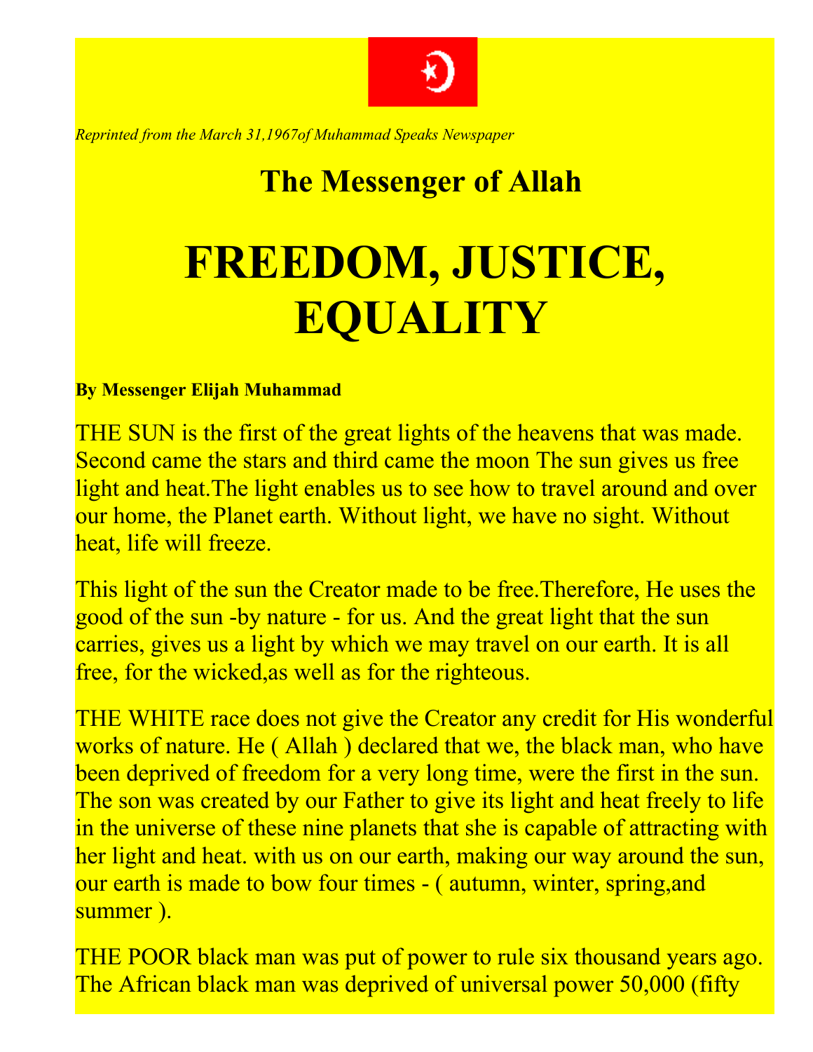*Reprinted from the March 31,1967of Muhammad Speaks Newspaper*

## The Messenger of Allah

# FREEDOM, JUSTICE, EQUALITY

**By Messenger Elijah Muhammad**

THE SUN is the first of the great lights of the heavens that was made. Second came the stars and third came the moon The sun gives us free light and heat.The light enables us to see how to travel around and over our home, the Planet earth. Without light, we have no sight. Without heat, life will freeze.

This light of the sun the Creator made to be free.Therefore, He uses the good of the sun -by nature - for us. And the great light that the sun carries, gives us a light by which we may travel on our earth. It is all free, for the wicked,as well as for the righteous.

THE WHITE race does not give the Creator any credit for His wonderful works of nature. He ( Allah ) declared that we, the black man, who have been deprived of freedom for a very long time, were the first in the sun. The son was created by our Father to give its light and heat freely to life in the universe of these nine planets that she is capable of attracting with her light and heat. with us on our earth, making our way around the sun, our earth is made to bow four times - ( autumn, winter, spring,and summer ).

THE POOR black man was put of power to rule six thousand years ago. The African black man was deprived of universal power 50,000 (fifty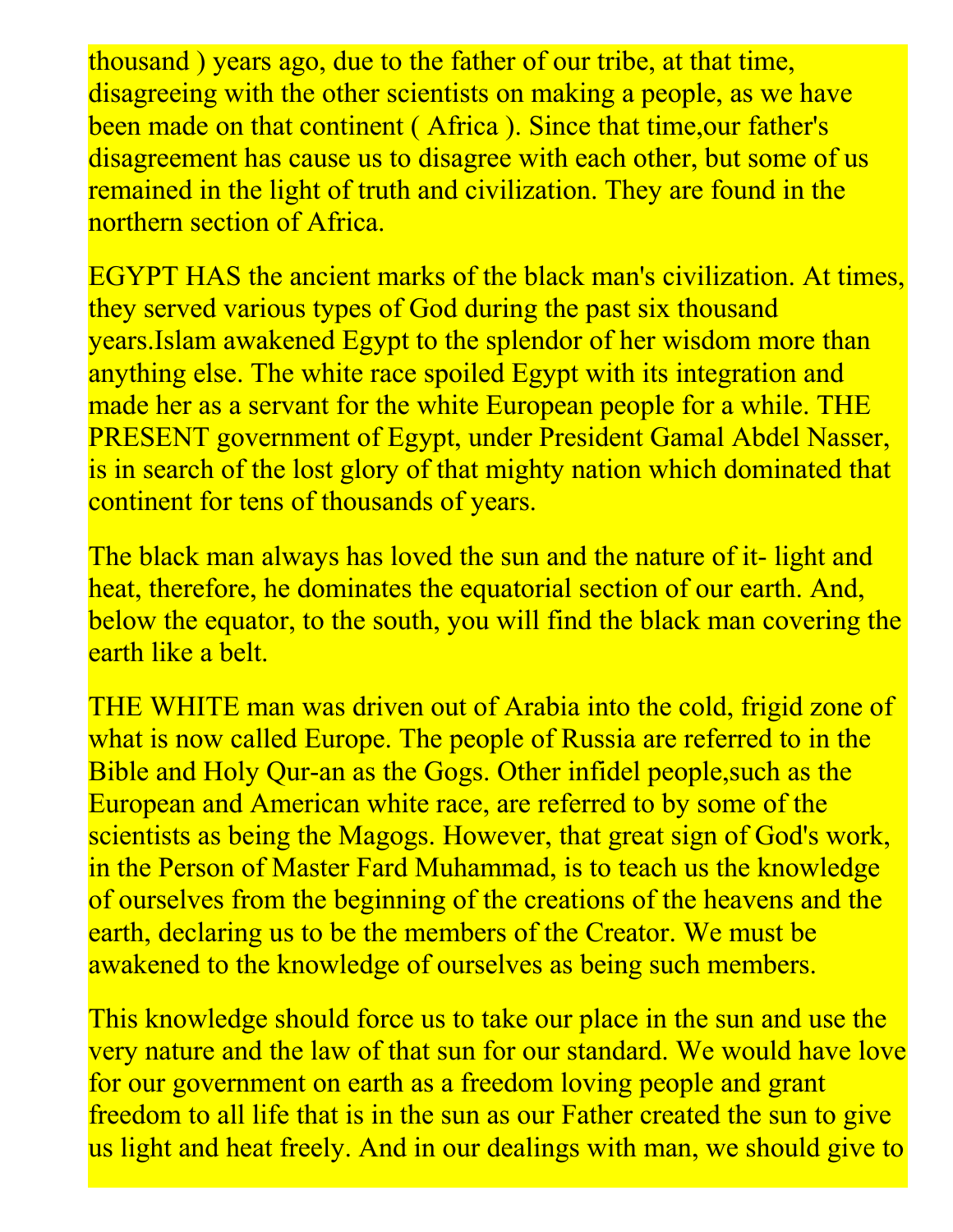thousand ) years ago, due to the father of our tribe, at that time, disagreeing with the other scientists on making a people, as we have been made on that continent ( Africa ). Since that time,our father's disagreement has cause us to disagree with each other, but some of us remained in the light of truth and civilization. They are found in the northern section of Africa.

EGYPT HAS the ancient marks of the black man's civilization. At times, they served various types of God during the past six thousand years.Islam awakened Egypt to the splendor of her wisdom more than anything else. The white race spoiled Egypt with its integration and made her as a servant for the white European people for a while. THE PRESENT government of Egypt, under President Gamal Abdel Nasser, is in search of the lost glory of that mighty nation which dominated that continent for tens of thousands of years.

The black man always has loved the sun and the nature of it- light and heat, therefore, he dominates the equatorial section of our earth. And, below the equator, to the south, you will find the black man covering the earth like a belt.

THE WHITE man was driven out of Arabia into the cold, frigid zone of what is now called Europe. The people of Russia are referred to in the Bible and Holy Qur-an as the Gogs. Other infidel people,such as the European and American white race, are referred to by some of the scientists as being the Magogs. However, that great sign of God's work, in the Person of Master Fard Muhammad, is to teach us the knowledge of ourselves from the beginning of the creations of the heavens and the earth, declaring us to be the members of the Creator. We must be awakened to the knowledge of ourselves as being such members.

This knowledge should force us to take our place in the sun and use the very nature and the law of that sun for our standard. We would have love for our government on earth as a freedom loving people and grant freedom to all life that is in the sun as our Father created the sun to give us light and heat freely. And in our dealings with man, we should give to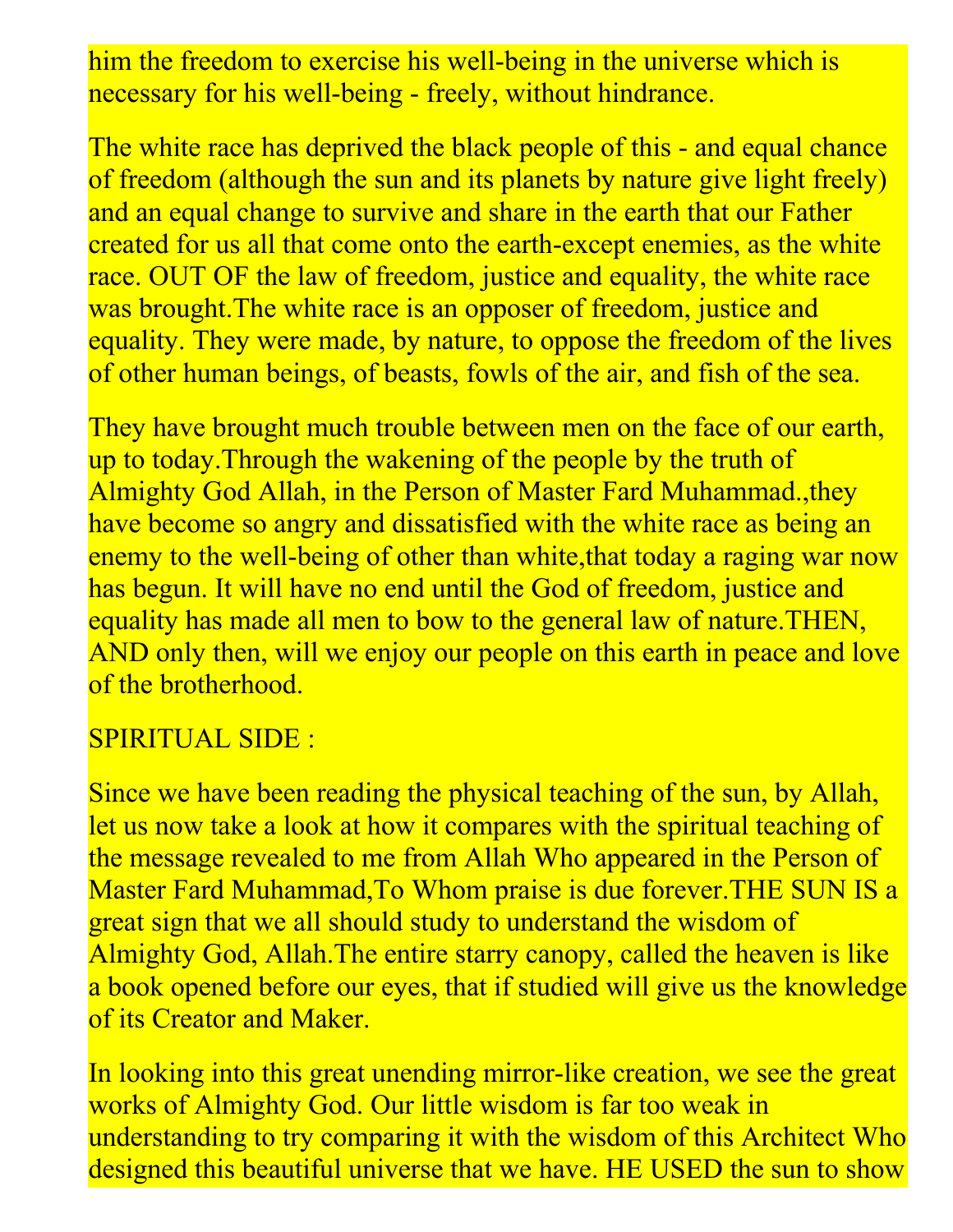him the freedom to exercise his well-being in the universe which is necessary for his well-being - freely, without hindrance.

The white race has deprived the black people of this - and equal chance of freedom (although the sun and its planets by nature give light freely) and an equal change to survive and share in the earth that our Father created for us all that come onto the earth-except enemies, as the white race. OUT OF the law of freedom, justice and equality, the white race was brought.The white race is an opposer of freedom, justice and equality. They were made, by nature, to oppose the freedom of the lives of other human beings, of beasts, fowls of the air, and fish of the sea.

They have brought much trouble between men on the face of our earth, up to today.Through the wakening of the people by the truth of Almighty God Allah, in the Person of Master Fard Muhammad.,they have become so angry and dissatisfied with the white race as being an enemy to the well-being of other than white,that today a raging war now has begun. It will have no end until the God of freedom, justice and equality has made all men to bow to the general law of nature.THEN, AND only then, will we enjoy our people on this earth in peace and love of the brotherhood.

SPIRITUAL SIDE :

Since we have been reading the physical teaching of the sun, by Allah, let us now take a look at how it compares with the spiritual teaching of the message revealed to me from Allah Who appeared in the Person of Master Fard Muhammad,To Whom praise is due forever.THE SUN IS a great sign that we all should study to understand the wisdom of Almighty God, Allah.The entire starry canopy, called the heaven is like a book opened before our eyes, that if studied will give us the knowledge of its Creator and Maker.

In looking into this great unending mirror-like creation, we see the great works of Almighty God. Our little wisdom is far too weak in understanding to try comparing it with the wisdom of this Architect Who designed this beautiful universe that we have. HE USED the sun to show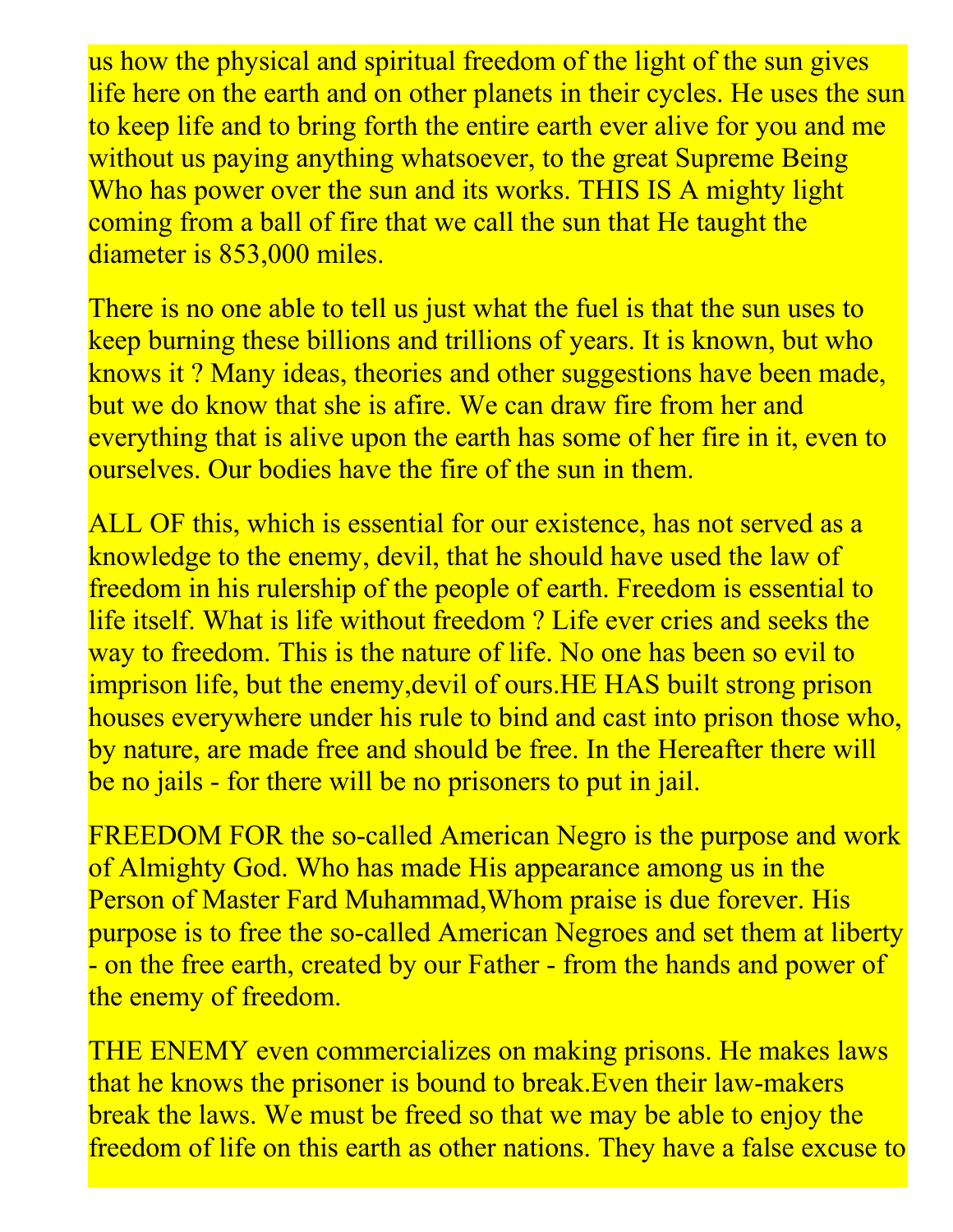us how the physical and spiritual freedom of the light of the sun gives life here on the earth and on other planets in their cycles. He uses the sun to keep life and to bring forth the entire earth ever alive for you and me without us paying anything whatsoever, to the great Supreme Being Who has power over the sun and its works. THIS IS A mighty light coming from a ball of fire that we call the sun that He taught the diameter is 853,000 miles.

There is no one able to tell us just what the fuel is that the sun uses to keep burning these billions and trillions of years. It is known, but who knows it ? Many ideas, theories and other suggestions have been made, but we do know that she is afire. We can draw fire from her and everything that is alive upon the earth has some of her fire in it, even to ourselves. Our bodies have the fire of the sun in them.

ALL OF this, which is essential for our existence, has not served as a knowledge to the enemy, devil, that he should have used the law of freedom in his rulership of the people of earth. Freedom is essential to life itself. What is life without freedom ? Life ever cries and seeks the way to freedom. This is the nature of life. No one has been so evil to imprison life, but the enemy,devil of ours.HE HAS built strong prison houses everywhere under his rule to bind and cast into prison those who, by nature, are made free and should be free. In the Hereafter there will be no jails - for there will be no prisoners to put in jail.

FREEDOM FOR the so-called American Negro is the purpose and work of Almighty God. Who has made His appearance among us in the Person of Master Fard Muhammad,Whom praise is due forever. His purpose is to free the so-called American Negroes and set them at liberty - on the free earth, created by our Father - from the hands and power of the enemy of freedom.

THE ENEMY even commercializes on making prisons. He makes laws that he knows the prisoner is bound to break.Even their law-makers break the laws. We must be freed so that we may be able to enjoy the freedom of life on this earth as other nations. They have a false excuse to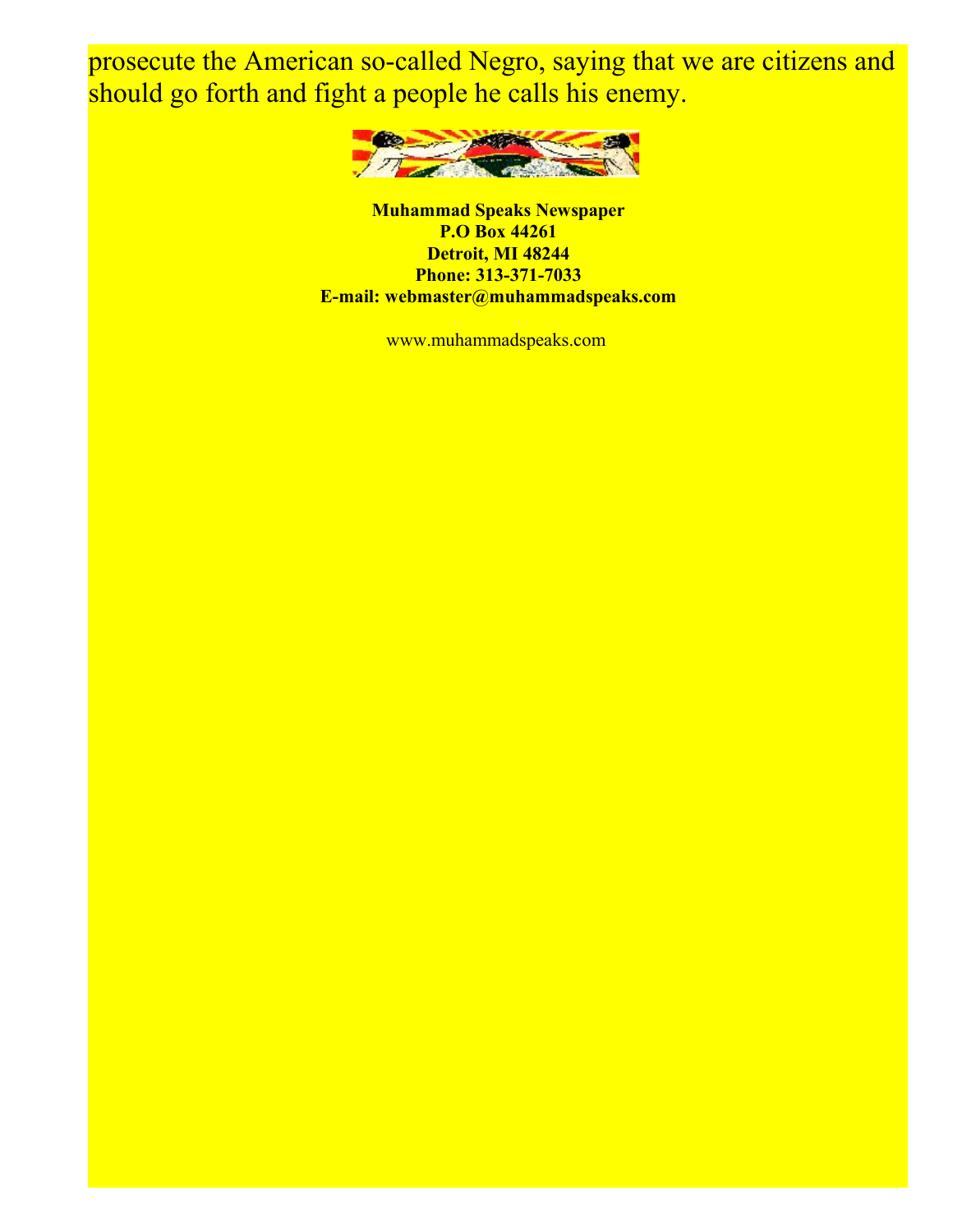prosecute the American so-called Negro, saying that we are citizens and should go forth and fight a people he calls his enemy.

**Muhammad Speaks Newspaper**
**P.O Box 44261**
**Detroit, MI 48244**
**Phone: 313-371-7033**
**E-mail: webmaster@muhammadspeaks.com**

www.muhammadspeaks.com